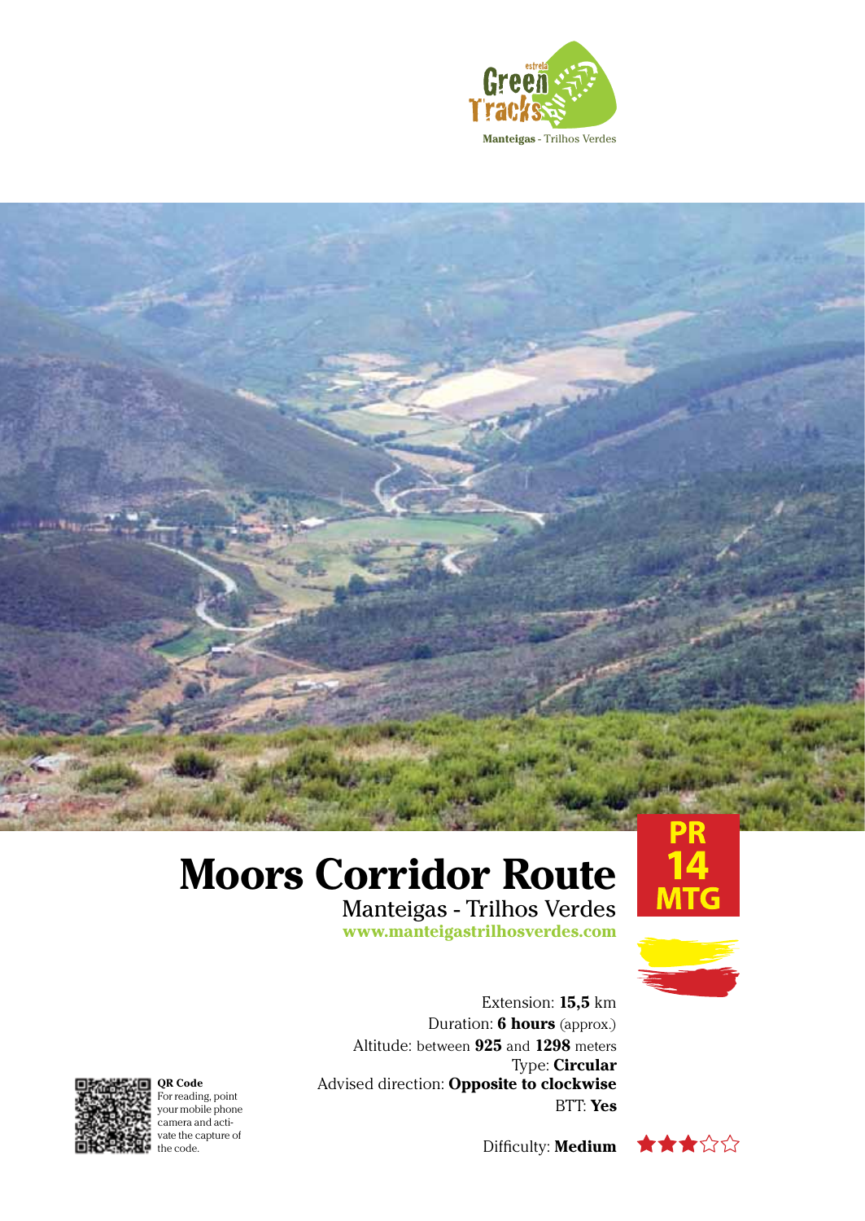Green Tracks estrela

Manteigas - Trilhos Verdes

# Moors Corridor Route

Manteigas - Trilhos Verdes

www.manteigastrilhosverdes.com

PR 14 MTG

Extension: **15,5** km

Duration: **6 hours** (approx.)

Altitude: between **925** and **1298** meters

Type: **Circular**

Advised direction: **Opposite to clockwise**

BTT: **Yes**

Difficulty: **Medium**

**QR Code**
For reading, point your mobile phone camera and activate the capture of the code.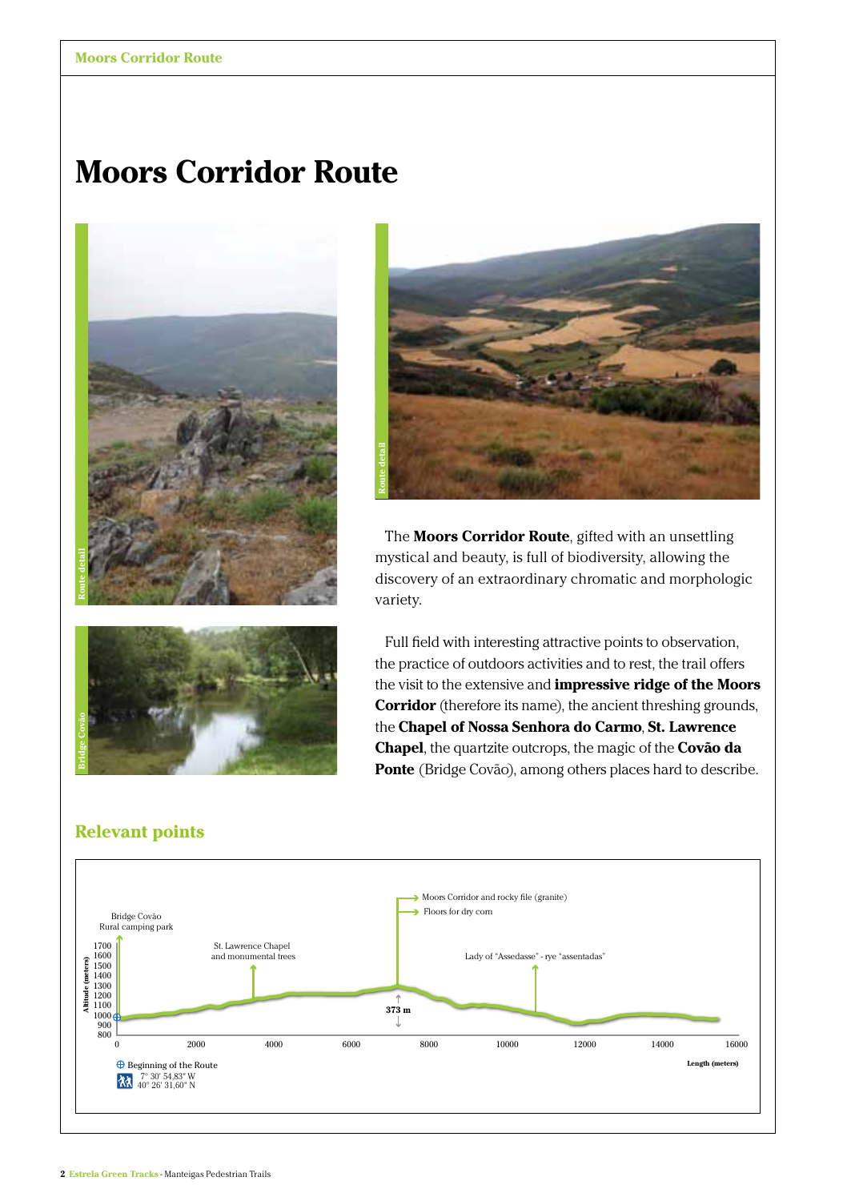# Moors Corridor Route

Route detail

Route detail

Bridge Covão

The **Moors Corridor Route**, gifted with an unsettling mystical and beauty, is full of biodiversity, allowing the discovery of an extraordinary chromatic and morphologic variety.

Full field with interesting attractive points to observation, the practice of outdoors activities and to rest, the trail offers the visit to the extensive and **impressive ridge of the Moors Corridor** (therefore its name), the ancient threshing grounds, the **Chapel of Nossa Senhora do Carmo**, **St. Lawrence Chapel**, the quartzite outcrops, the magic of the **Covão da Ponte** (Bridge Covão), among others places hard to describe.

## Relevant points

Bridge Covão
Rural camping park

St. Lawrence Chapel and monumental trees

Moors Corridor and rocky file (granite)

Floors for dry corn

Lady of "Assedasse" - rye "assentadas"

373 m

Altitude (meters): 800, 900, 1000, 1100, 1200, 1300, 1400, 1500, 1600, 1700

Length (meters): 0, 2000, 4000, 6000, 8000, 10000, 12000, 14000, 16000

Beginning of the Route
7° 30' 54,83" W
40° 26' 31,60" N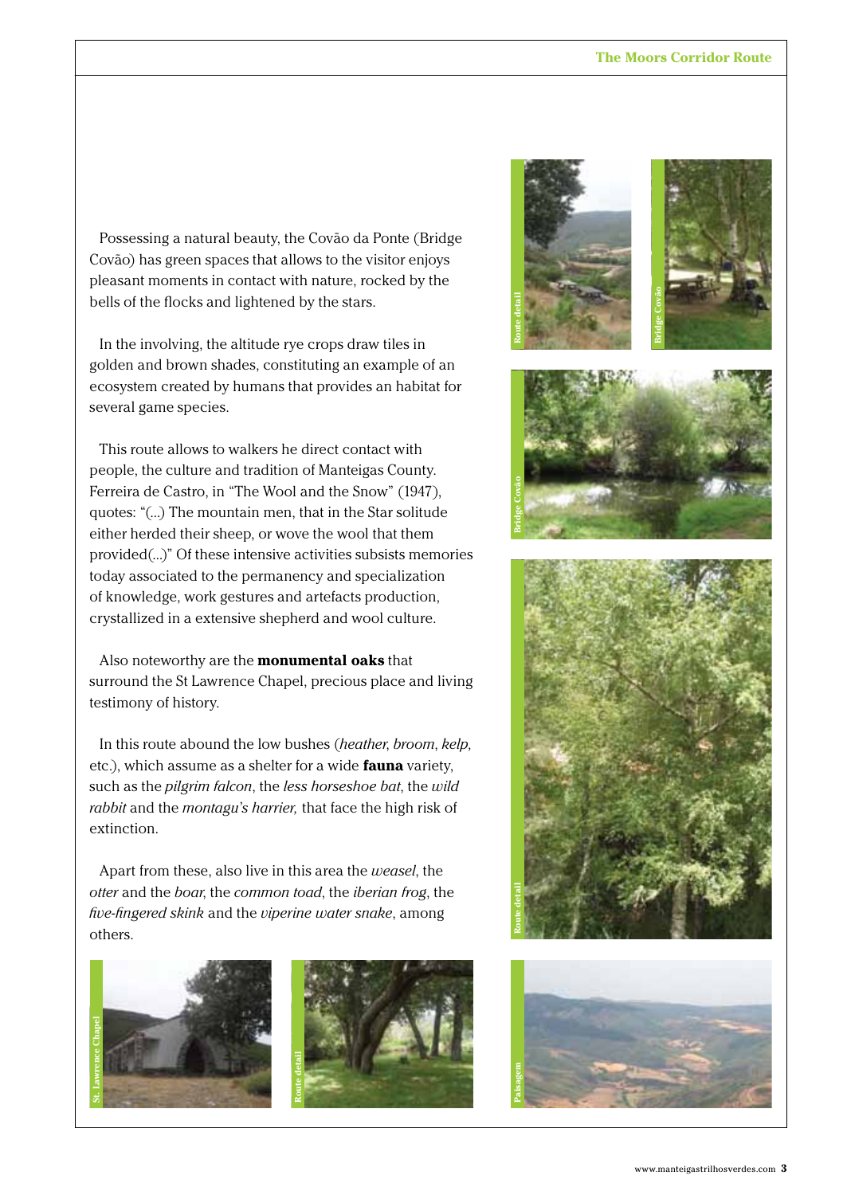Possessing a natural beauty, the Covão da Ponte (Bridge Covão) has green spaces that allows to the visitor enjoys pleasant moments in contact with nature, rocked by the bells of the flocks and lightened by the stars.

In the involving, the altitude rye crops draw tiles in golden and brown shades, constituting an example of an ecosystem created by humans that provides an habitat for several game species.

This route allows to walkers he direct contact with people, the culture and tradition of Manteigas County. Ferreira de Castro, in "The Wool and the Snow" (1947), quotes: "(...) The mountain men, that in the Star solitude either herded their sheep, or wove the wool that them provided(...)" Of these intensive activities subsists memories today associated to the permanency and specialization of knowledge, work gestures and artefacts production, crystallized in a extensive shepherd and wool culture.

Also noteworthy are the **monumental oaks** that surround the St Lawrence Chapel, precious place and living testimony of history.

In this route abound the low bushes (*heather*, *broom*, *kelp*, etc.), which assume as a shelter for a wide **fauna** variety, such as the *pilgrim falcon*, the *less horseshoe bat*, the *wild rabbit* and the *montagu's harrier,* that face the high risk of extinction.

Apart from these, also live in this area the *weasel*, the *otter* and the *boar*, the *common toad*, the *iberian frog*, the *five-fingered skink* and the *viperine water snake*, among others.

Route detail

Bridge Covão

Bridge Covão

Route detail

St. Lawrence Chapel

Route detail

Paisagem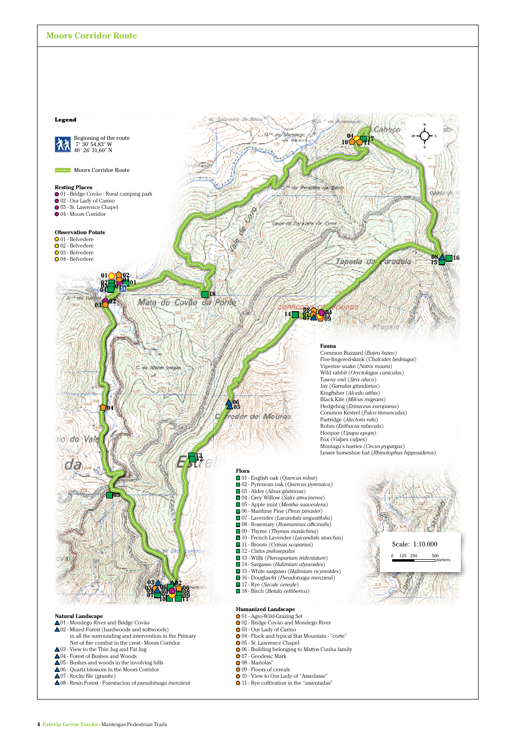# Moors Corridor Route

**Legend**

Beginning of the route
7° 30' 54,83" W
40° 26' 31,60" N

Moors Corridor Route

**Resting Places**

- 01 - Bridge Covão - Rural camping park
- 02 - Our Lady of Carmo
- 03 - St. Lawrence Chapel
- 04 - Moors Corridor

**Observation Points**

- 01 - Belvedere
- 02 - Belvedere
- 03 - Belvedere
- 04 - Belvedere

**Fauna**

Common Buzzard (*Buteo buteo*)
Five-fingered-skink (*Chalcides bedriagai*)
Viperine snake (*Natrix maura*)
Wild rabbit (*Oryctolagus cuniculus*)
Tawny owl (*Strix aluco*)
Jay (*Garrulus glandarius*)
Kingfisher (*Alcedo atthis*)
Black Kite (*Milvus migrans*)
Hedgehog (*Erinaceus europaeus*)
Common Kestrel (*Falco tinnunculus*)
Partridge (*Alectoris rufa*)
Robin (*Erithacus rubecula*)
Hoopoe (*Upupa epops*)
Fox (*Vulpes vulpes*)
Montagu's harrier (*Circus pygargus*)
Lesser horseshoe bat (*Rhinolophus hipposideros*)

**Flora**

- 01 - English oak (*Quercus robur*)
- 02 - Pyrenean oak (*Quercus pyrenaica*)
- 03 - Alder (*Alnus glutinosa*)
- 04 - Grey Willow (*Salix atrocinerea*)
- 05 - Apple mint (*Mentha suaveolens*)
- 06 - Maritime Pine (*Pinus pinaster*)
- 07 - Lavender (*Lavandula angustifolia*)
- 08 - Rosemary (*Rosmarinus officinalis*)
- 09 - Thyme (*Thymus mastichina*)
- 10 - French Lavender (*Lavandula stoechas*)
- 11 - Broom (*Cytisus scoparius*)
- 12 - *Cistus psilosepalus*
- 13 - Willk (*Pterospartum tridentatum*)
- 14 - Sargasso (*Halimium alyssoides*)
- 15 - White sargasso (*Halimium ocymoides*)
- 16 - Douglas-fir (*Pseudotsuga menziesii*)
- 17 - Rye (*Secale cereale*)
- 18 - Birch (*Betula celtiberica*)

Scale: 1:10.000

0 125 250 500 meters

**Natural Landscape**

- 01 - Mondego River and Bridge Covão
- 02 - Mixed Forest (hardwoods and softwoods) in all the surrounding and intervention in the Primary Net of fire combat in the crest - Moors Corridor
- 03 - View to the Thin Jug and Fat Jug
- 04 - Forest of Bushes and Woods
- 05 - Bushes and woods in the involving hills
- 06 - Quartz blossom in the Moors Corridor
- 07 - Rocky file (granite)
- 08 - Resin Forest - Forestacion of *pseudotsuga menziesii*

**Humanized Landscape**

- 01 - Agro-Wild-Grazing Set
- 02 - Bridge Covão and Mondego River
- 03 - Our Lady of Carmo
- 04 - Flock and typical Star Mountain - "corte"
- 05 - St. Lawrence Chapel
- 06 - Building belonging to Mattos Cunha family
- 07 - Geodesic Mark
- 08 - Mariolas"
- 09 - Floors of cereals
- 10 - View to Our Lady of "Assedasse"
- 11 - Rye cultivation in the "assentadas"